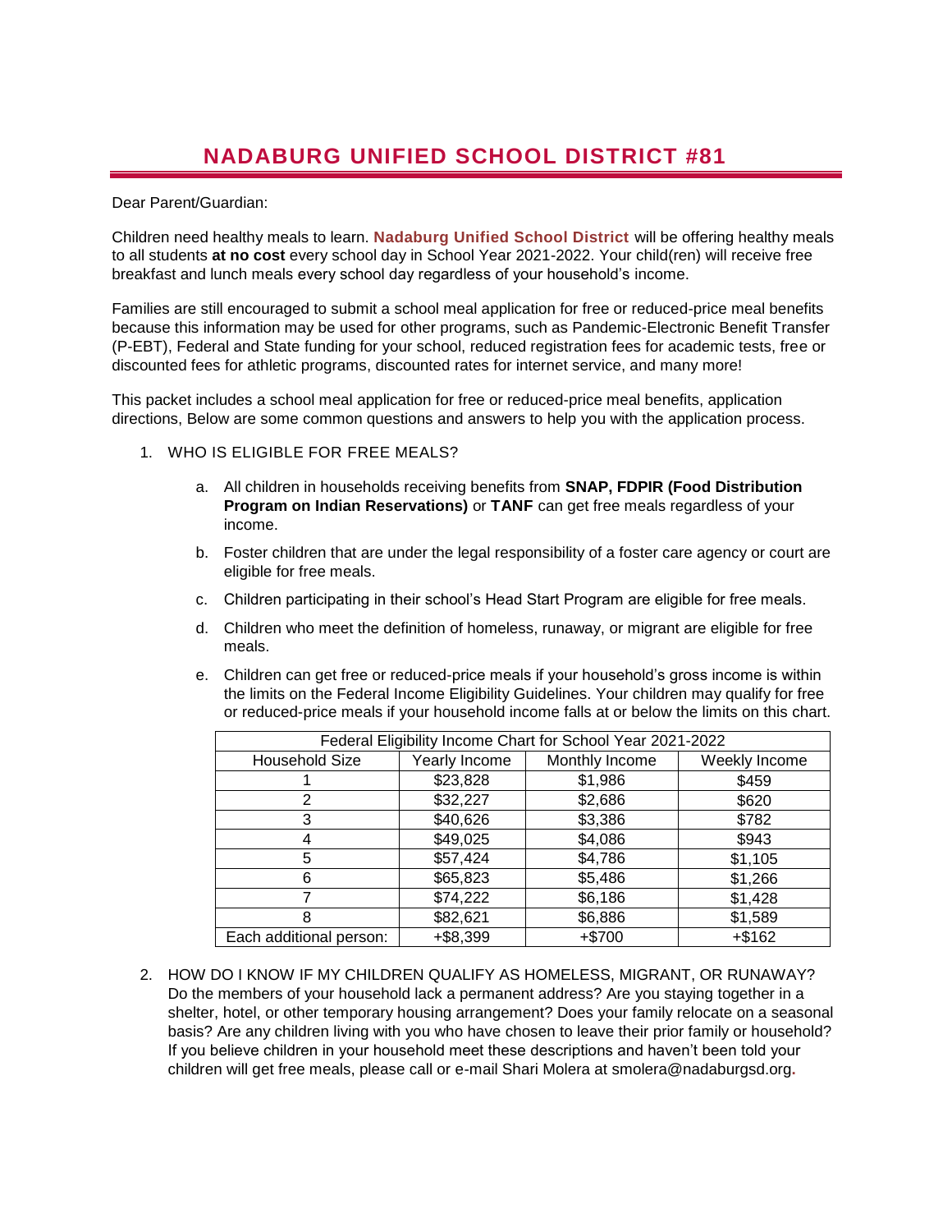# NADABURG UNIFIED SCHOOL DISTRICT #81

Dear Parent/Guardian:

Children need healthy meals to learn. **Nadaburg Unified School District** will be offering healthy meals to all students **at no cost** every school day in School Year 2021-2022. Your child(ren) will receive free breakfast and lunch meals every school day regardless of your household's income.

Families are still encouraged to submit a school meal application for free or reduced-price meal benefits because this information may be used for other programs, such as Pandemic-Electronic Benefit Transfer (P-EBT), Federal and State funding for your school, reduced registration fees for academic tests, free or discounted fees for athletic programs, discounted rates for internet service, and many more!

This packet includes a school meal application for free or reduced-price meal benefits, application directions, Below are some common questions and answers to help you with the application process.

1. WHO IS ELIGIBLE FOR FREE MEALS?

   a. All children in households receiving benefits from **SNAP, FDPIR (Food Distribution Program on Indian Reservations)** or **TANF** can get free meals regardless of your income.

   b. Foster children that are under the legal responsibility of a foster care agency or court are eligible for free meals.

   c. Children participating in their school's Head Start Program are eligible for free meals.

   d. Children who meet the definition of homeless, runaway, or migrant are eligible for free meals.

   e. Children can get free or reduced-price meals if your household's gross income is within the limits on the Federal Income Eligibility Guidelines. Your children may qualify for free or reduced-price meals if your household income falls at or below the limits on this chart.

| Federal Eligibility Income Chart for School Year 2021-2022 | | | |
|---|---|---|---|
| Household Size | Yearly Income | Monthly Income | Weekly Income |
| 1 | $23,828 | $1,986 | $459 |
| 2 | $32,227 | $2,686 | $620 |
| 3 | $40,626 | $3,386 | $782 |
| 4 | $49,025 | $4,086 | $943 |
| 5 | $57,424 | $4,786 | $1,105 |
| 6 | $65,823 | $5,486 | $1,266 |
| 7 | $74,222 | $6,186 | $1,428 |
| 8 | $82,621 | $6,886 | $1,589 |
| Each additional person: | +$8,399 | +$700 | +$162 |

2. HOW DO I KNOW IF MY CHILDREN QUALIFY AS HOMELESS, MIGRANT, OR RUNAWAY? Do the members of your household lack a permanent address? Are you staying together in a shelter, hotel, or other temporary housing arrangement? Does your family relocate on a seasonal basis? Are any children living with you who have chosen to leave their prior family or household? If you believe children in your household meet these descriptions and haven't been told your children will get free meals, please call or e-mail Shari Molera at smolera@nadaburgsd.org.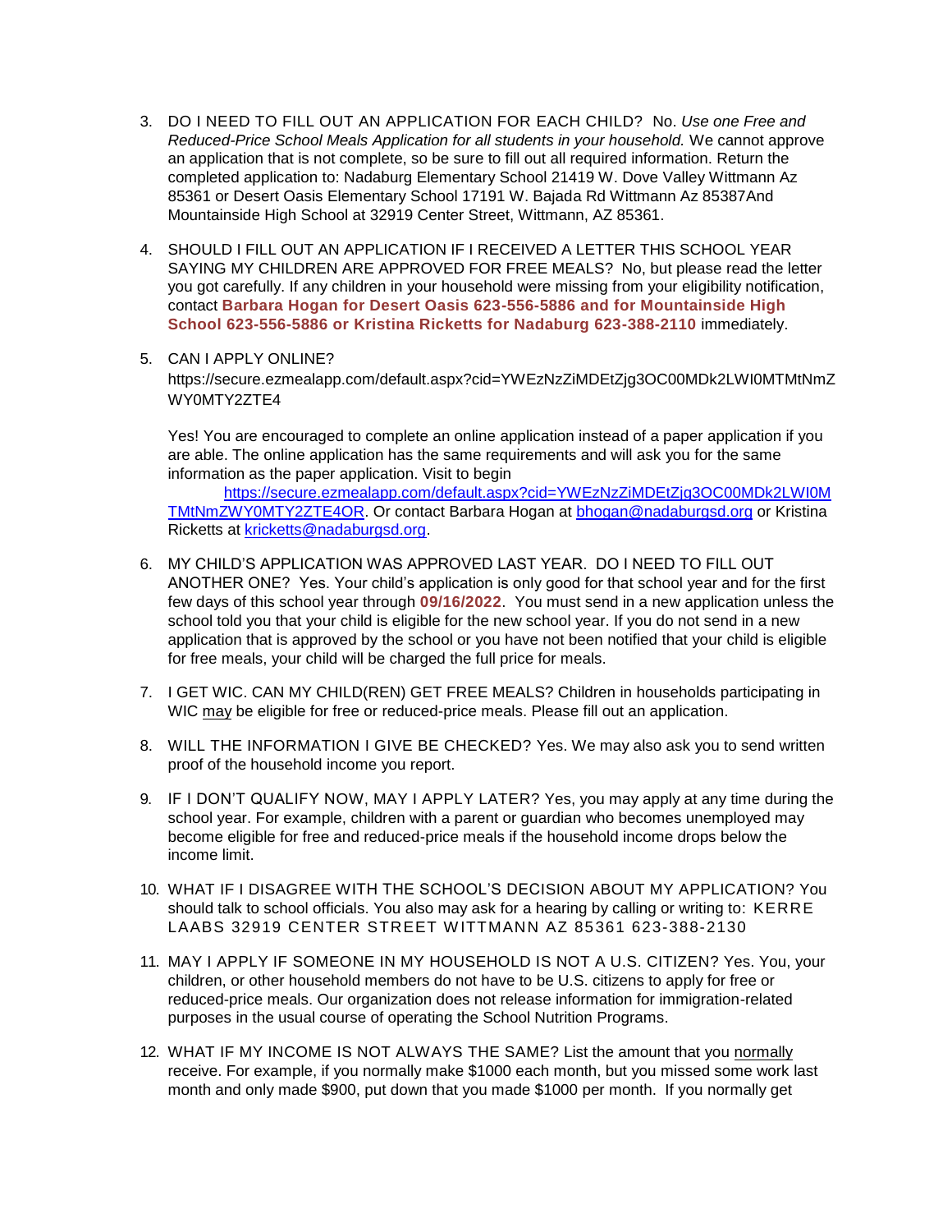3. DO I NEED TO FILL OUT AN APPLICATION FOR EACH CHILD? No. *Use one Free and Reduced-Price School Meals Application for all students in your household.* We cannot approve an application that is not complete, so be sure to fill out all required information. Return the completed application to: Nadaburg Elementary School 21419 W. Dove Valley Wittmann Az 85361 or Desert Oasis Elementary School 17191 W. Bajada Rd Wittmann Az 85387And Mountainside High School at 32919 Center Street, Wittmann, AZ 85361.

4. SHOULD I FILL OUT AN APPLICATION IF I RECEIVED A LETTER THIS SCHOOL YEAR SAYING MY CHILDREN ARE APPROVED FOR FREE MEALS? No, but please read the letter you got carefully. If any children in your household were missing from your eligibility notification, contact **Barbara Hogan for Desert Oasis 623-556-5886 and for Mountainside High School 623-556-5886 or Kristina Ricketts for Nadaburg 623-388-2110** immediately.

5. CAN I APPLY ONLINE? https://secure.ezmealapp.com/default.aspx?cid=YWEzNzZiMDEtZjg3OC00MDk2LWI0MTMtNmZWY0MTY2ZTE4

   Yes! You are encouraged to complete an online application instead of a paper application if you are able. The online application has the same requirements and will ask you for the same information as the paper application. Visit to begin [https://secure.ezmealapp.com/default.aspx?cid=YWEzNzZiMDEtZjg3OC00MDk2LWI0MTMtNmZWY0MTY2ZTE4OR](https://secure.ezmealapp.com/default.aspx?cid=YWEzNzZiMDEtZjg3OC00MDk2LWI0MTMtNmZWY0MTY2ZTE4OR). Or contact Barbara Hogan at [bhogan@nadaburgsd.org](mailto:bhogan@nadaburgsd.org) or Kristina Ricketts at [kricketts@nadaburgsd.org](mailto:kricketts@nadaburgsd.org).

6. MY CHILD'S APPLICATION WAS APPROVED LAST YEAR. DO I NEED TO FILL OUT ANOTHER ONE? Yes. Your child's application is only good for that school year and for the first few days of this school year through **09/16/2022**. You must send in a new application unless the school told you that your child is eligible for the new school year. If you do not send in a new application that is approved by the school or you have not been notified that your child is eligible for free meals, your child will be charged the full price for meals.

7. I GET WIC. CAN MY CHILD(REN) GET FREE MEALS? Children in households participating in WIC may be eligible for free or reduced-price meals. Please fill out an application.

8. WILL THE INFORMATION I GIVE BE CHECKED? Yes. We may also ask you to send written proof of the household income you report.

9. IF I DON'T QUALIFY NOW, MAY I APPLY LATER? Yes, you may apply at any time during the school year. For example, children with a parent or guardian who becomes unemployed may become eligible for free and reduced-price meals if the household income drops below the income limit.

10. WHAT IF I DISAGREE WITH THE SCHOOL'S DECISION ABOUT MY APPLICATION? You should talk to school officials. You also may ask for a hearing by calling or writing to: KERRE LAABS 32919 CENTER STREET WITTMANN AZ 85361 623-388-2130

11. MAY I APPLY IF SOMEONE IN MY HOUSEHOLD IS NOT A U.S. CITIZEN? Yes. You, your children, or other household members do not have to be U.S. citizens to apply for free or reduced-price meals. Our organization does not release information for immigration-related purposes in the usual course of operating the School Nutrition Programs.

12. WHAT IF MY INCOME IS NOT ALWAYS THE SAME? List the amount that you normally receive. For example, if you normally make $1000 each month, but you missed some work last month and only made $900, put down that you made $1000 per month. If you normally get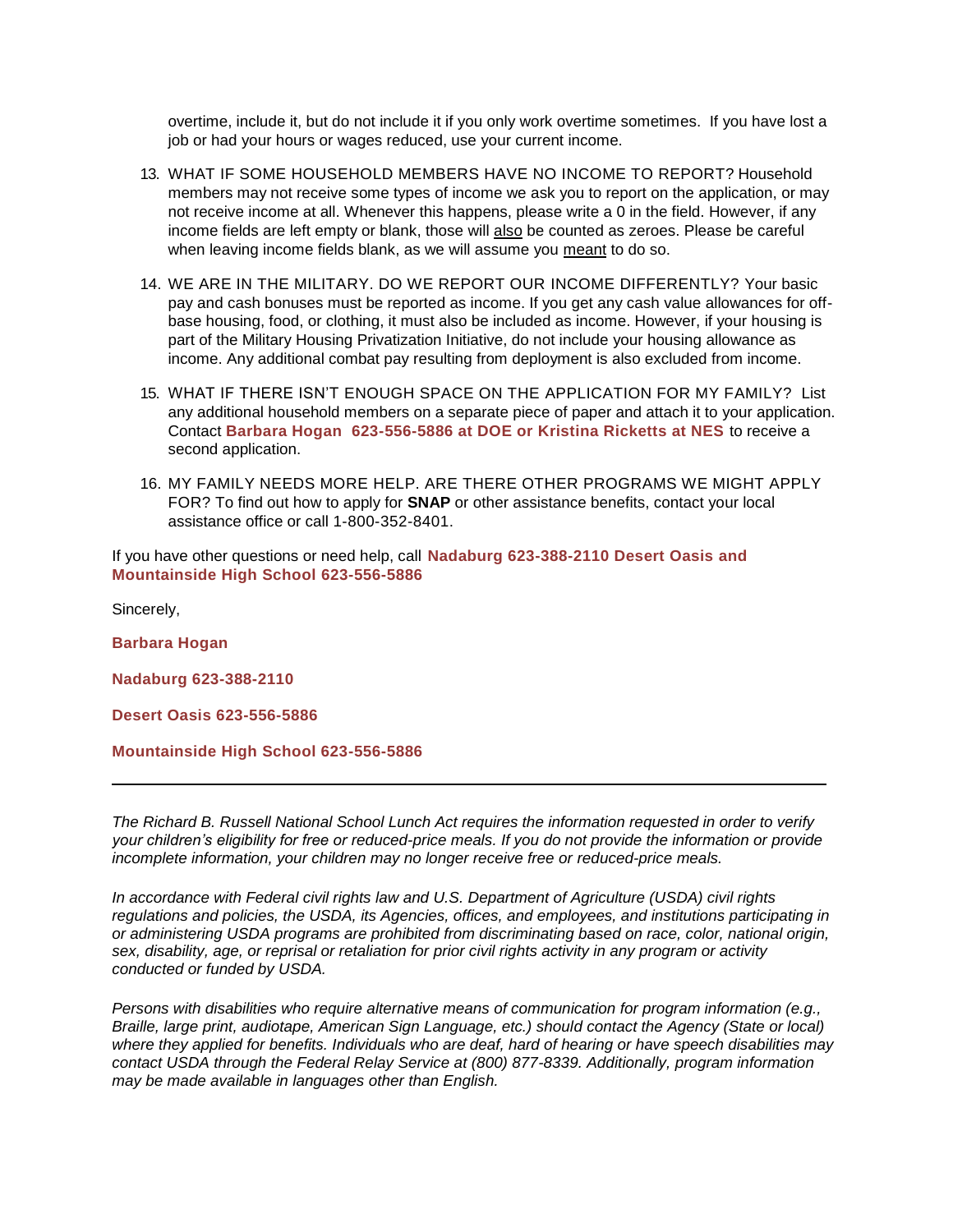overtime, include it, but do not include it if you only work overtime sometimes. If you have lost a job or had your hours or wages reduced, use your current income.

13. WHAT IF SOME HOUSEHOLD MEMBERS HAVE NO INCOME TO REPORT? Household members may not receive some types of income we ask you to report on the application, or may not receive income at all. Whenever this happens, please write a 0 in the field. However, if any income fields are left empty or blank, those will also be counted as zeroes. Please be careful when leaving income fields blank, as we will assume you meant to do so.

14. WE ARE IN THE MILITARY. DO WE REPORT OUR INCOME DIFFERENTLY? Your basic pay and cash bonuses must be reported as income. If you get any cash value allowances for off-base housing, food, or clothing, it must also be included as income. However, if your housing is part of the Military Housing Privatization Initiative, do not include your housing allowance as income. Any additional combat pay resulting from deployment is also excluded from income.

15. WHAT IF THERE ISN'T ENOUGH SPACE ON THE APPLICATION FOR MY FAMILY? List any additional household members on a separate piece of paper and attach it to your application. Contact **Barbara Hogan 623-556-5886 at DOE or Kristina Ricketts at NES** to receive a second application.

16. MY FAMILY NEEDS MORE HELP. ARE THERE OTHER PROGRAMS WE MIGHT APPLY FOR? To find out how to apply for **SNAP** or other assistance benefits, contact your local assistance office or call 1-800-352-8401.

If you have other questions or need help, call **Nadaburg 623-388-2110 Desert Oasis and Mountainside High School 623-556-5886**

Sincerely,

**Barbara Hogan**

**Nadaburg 623-388-2110**

**Desert Oasis 623-556-5886**

**Mountainside High School 623-556-5886**

---

*The Richard B. Russell National School Lunch Act requires the information requested in order to verify your children's eligibility for free or reduced-price meals. If you do not provide the information or provide incomplete information, your children may no longer receive free or reduced-price meals.*

*In accordance with Federal civil rights law and U.S. Department of Agriculture (USDA) civil rights regulations and policies, the USDA, its Agencies, offices, and employees, and institutions participating in or administering USDA programs are prohibited from discriminating based on race, color, national origin, sex, disability, age, or reprisal or retaliation for prior civil rights activity in any program or activity conducted or funded by USDA.*

*Persons with disabilities who require alternative means of communication for program information (e.g., Braille, large print, audiotape, American Sign Language, etc.) should contact the Agency (State or local) where they applied for benefits. Individuals who are deaf, hard of hearing or have speech disabilities may contact USDA through the Federal Relay Service at (800) 877-8339. Additionally, program information may be made available in languages other than English.*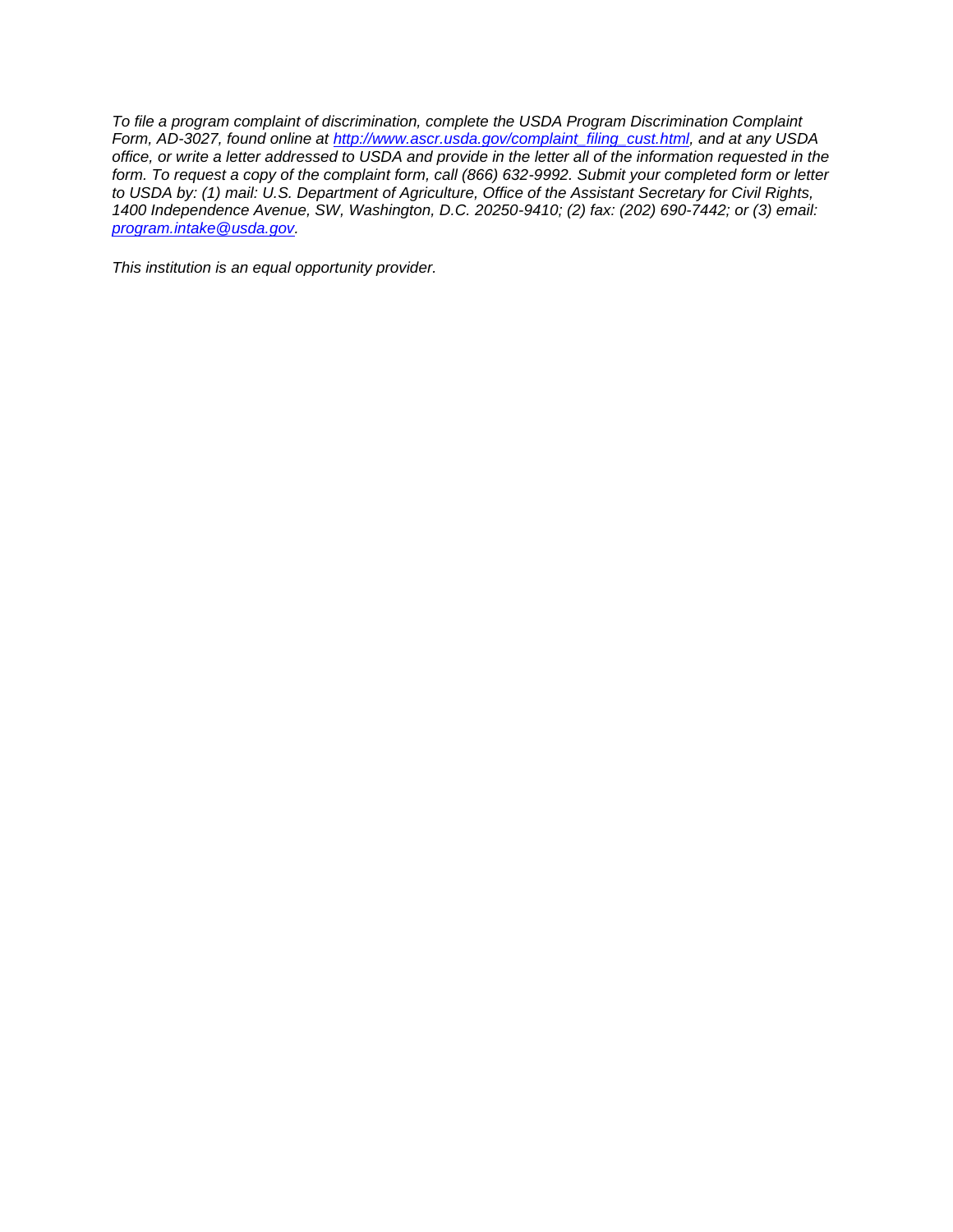*To file a program complaint of discrimination, complete the USDA Program Discrimination Complaint Form, AD-3027, found online at [http://www.ascr.usda.gov/complaint_filing_cust.html](http://www.ascr.usda.gov/complaint_filing_cust.html), and at any USDA office, or write a letter addressed to USDA and provide in the letter all of the information requested in the form. To request a copy of the complaint form, call (866) 632-9992. Submit your completed form or letter to USDA by: (1) mail: U.S. Department of Agriculture, Office of the Assistant Secretary for Civil Rights, 1400 Independence Avenue, SW, Washington, D.C. 20250-9410; (2) fax: (202) 690-7442; or (3) email: [program.intake@usda.gov](mailto:program.intake@usda.gov).*

*This institution is an equal opportunity provider.*